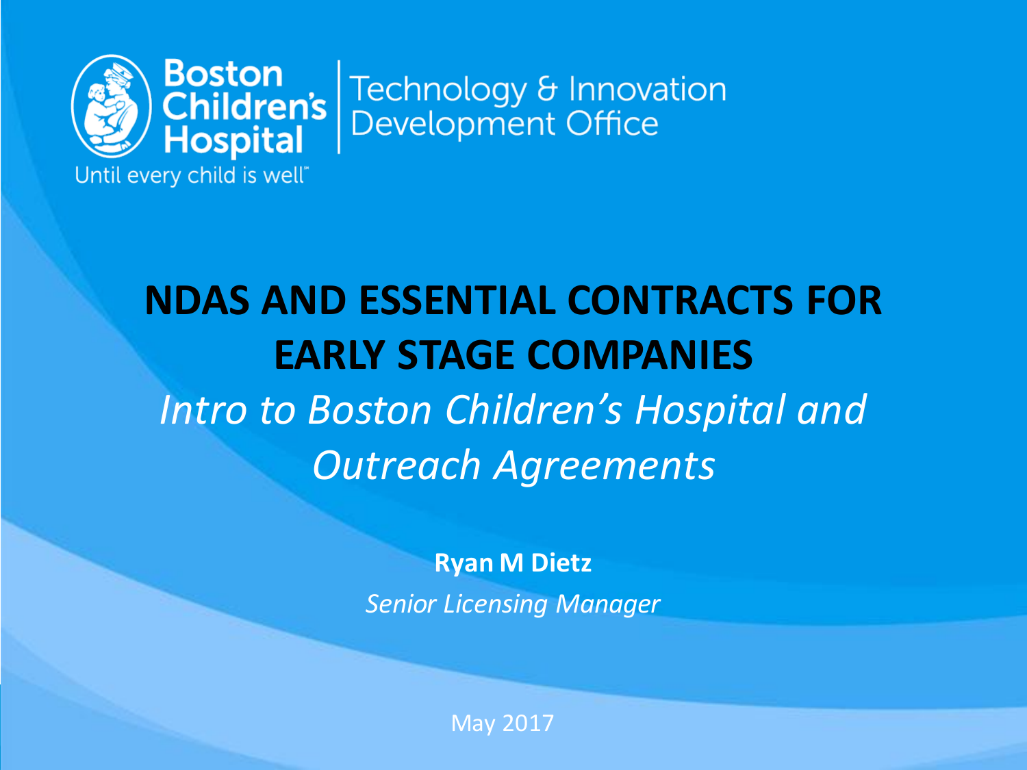Boston Children's Hospital

Until every child is well

Technology & Innovation Development Office

# NDAS AND ESSENTIAL CONTRACTS FOR EARLY STAGE COMPANIES

*Intro to Boston Children's Hospital and Outreach Agreements*

**Ryan M Dietz**

*Senior Licensing Manager*

May 2017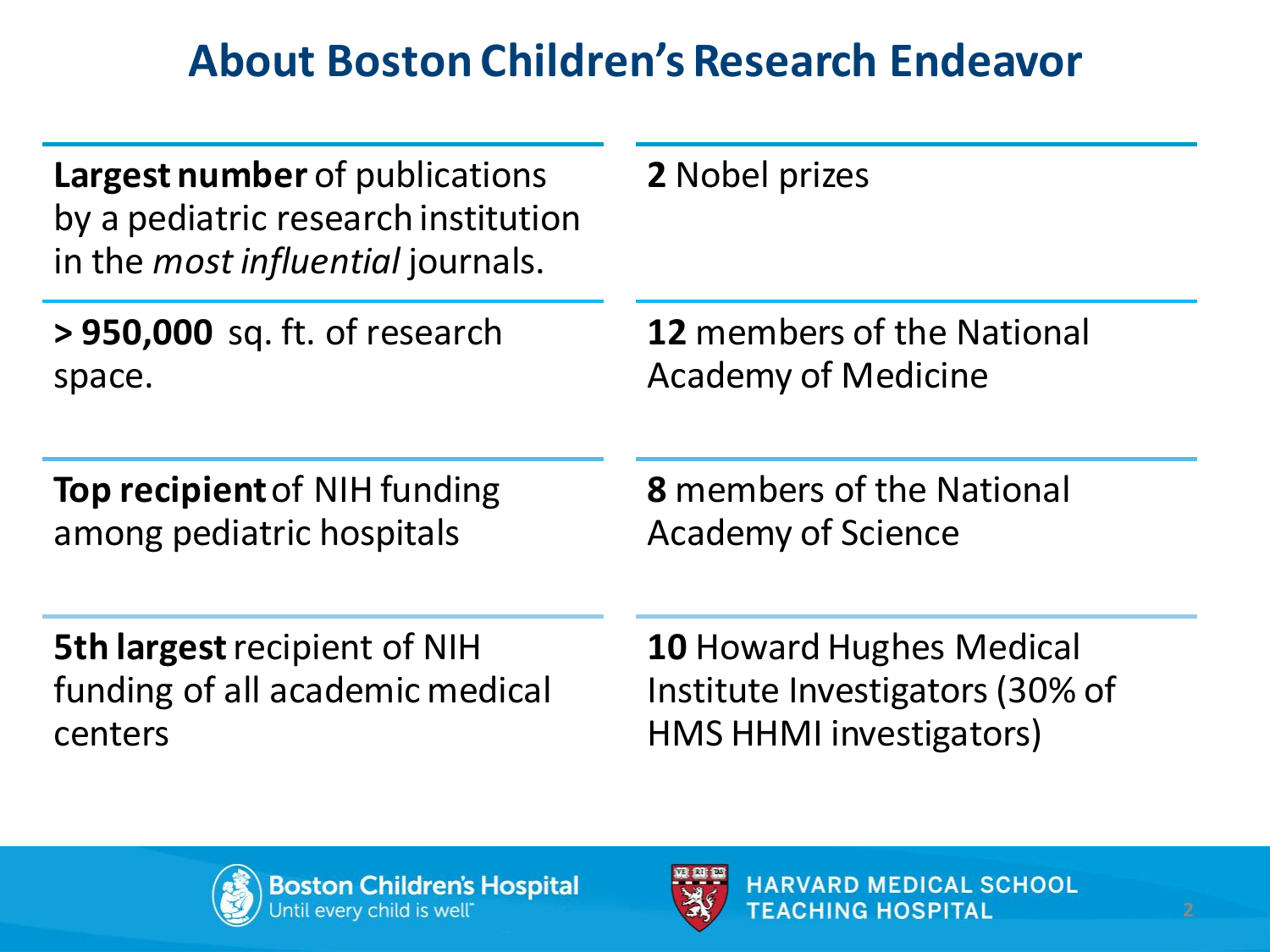# About Boston Children's Research Endeavor

**Largest number** of publications by a pediatric research institution in the *most influential* journals.

**> 950,000** sq. ft. of research space.

**Top recipient** of NIH funding among pediatric hospitals

**5th largest** recipient of NIH funding of all academic medical centers

**2** Nobel prizes

**12** members of the National Academy of Medicine

**8** members of the National Academy of Science

**10** Howard Hughes Medical Institute Investigators (30% of HMS HHMI investigators)

Boston Children's Hospital
Until every child is well

HARVARD MEDICAL SCHOOL
TEACHING HOSPITAL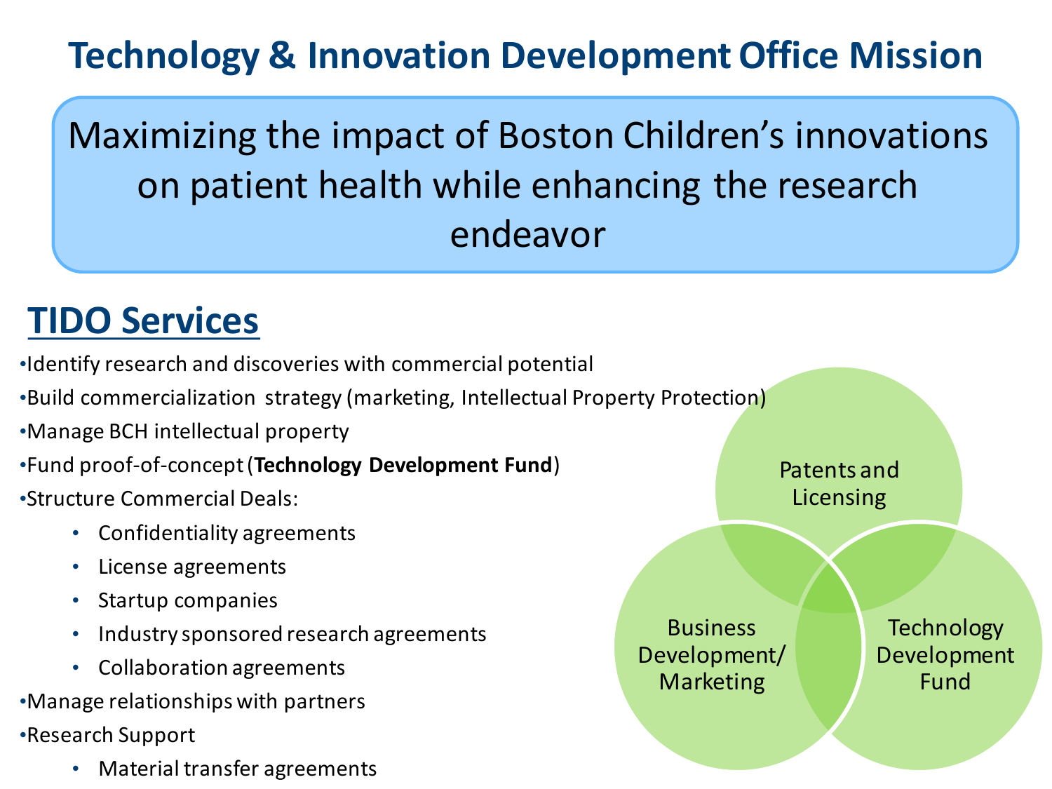# Technology & Innovation Development Office Mission

Maximizing the impact of Boston Children's innovations on patient health while enhancing the research endeavor

## TIDO Services

- Identify research and discoveries with commercial potential
- Build commercialization strategy (marketing, Intellectual Property Protection)
- Manage BCH intellectual property
- Fund proof-of-concept (**Technology Development Fund**)
- Structure Commercial Deals:
  - Confidentiality agreements
  - License agreements
  - Startup companies
  - Industry sponsored research agreements
  - Collaboration agreements
- Manage relationships with partners
- Research Support
  - Material transfer agreements

Patents and Licensing

Business Development/ Marketing

Technology Development Fund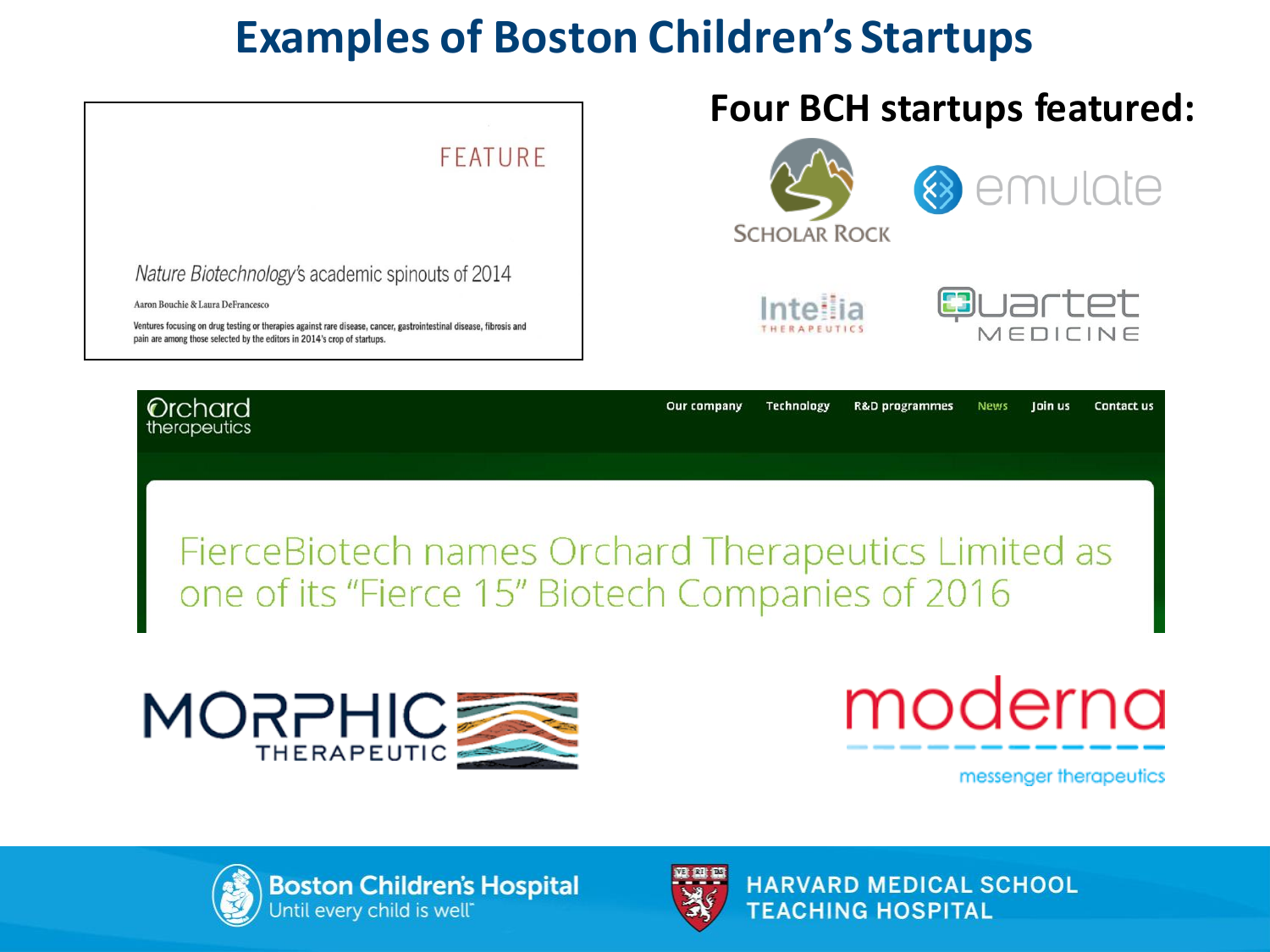# Examples of Boston Children's Startups

FEATURE

*Nature Biotechnology's* academic spinouts of 2014

Aaron Bouchie & Laura DeFrancesco

Ventures focusing on drug testing or therapies against rare disease, cancer, gastrointestinal disease, fibrosis and pain are among those selected by the editors in 2014's crop of startups.

**Four BCH startups featured:**

- Scholar Rock
- emulate
- Intellia Therapeutics
- Quartet Medicine

Orchard therapeutics

Our company | Technology | R&D programmes | News | Join us | Contact us

FierceBiotech names Orchard Therapeutics Limited as one of its "Fierce 15" Biotech Companies of 2016

MORPHIC THERAPEUTIC

moderna

messenger therapeutics

Boston Children's Hospital
Until every child is well

HARVARD MEDICAL SCHOOL TEACHING HOSPITAL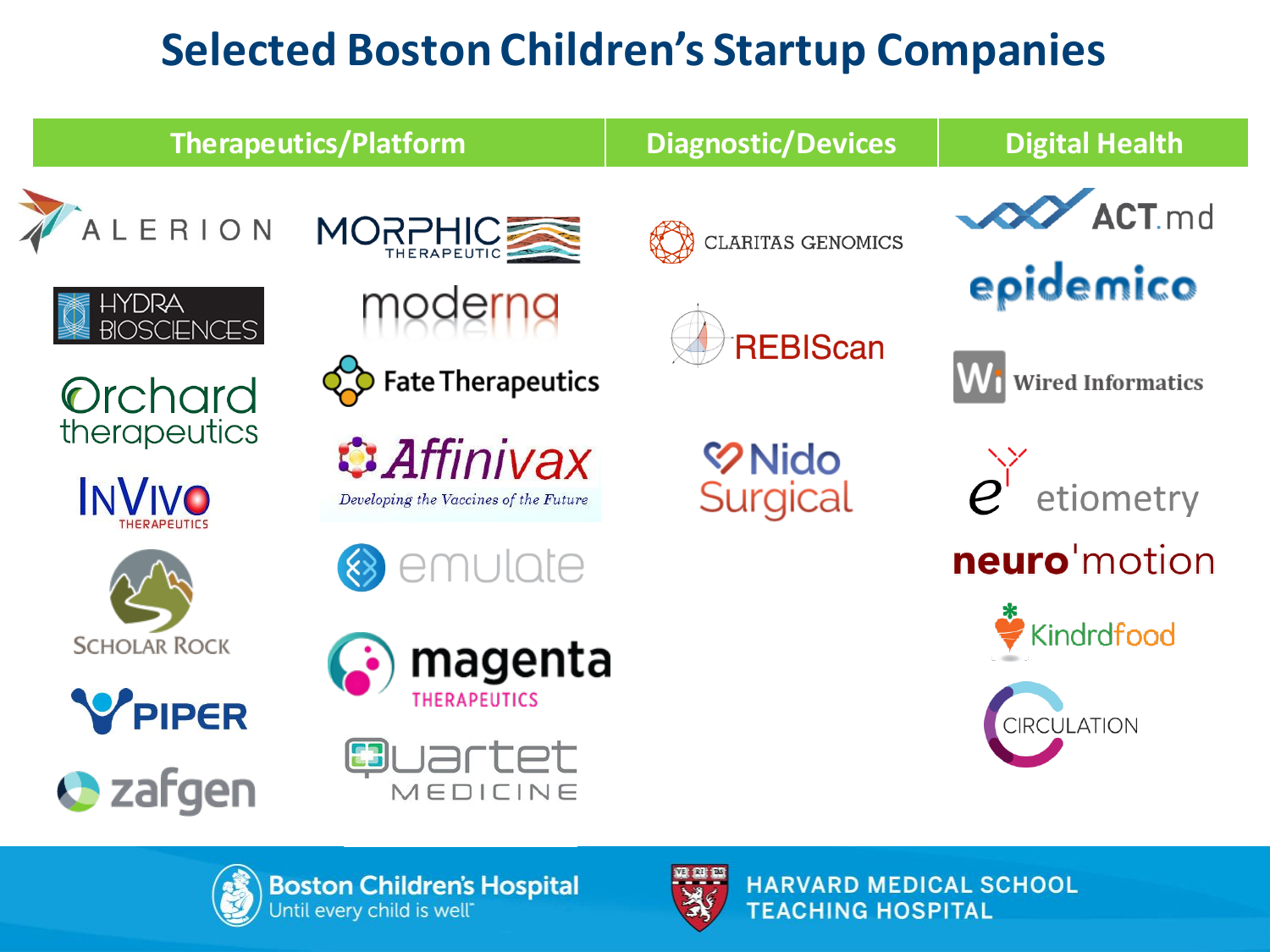# Selected Boston Children's Startup Companies

| Therapeutics/Platform | | Diagnostic/Devices | Digital Health |
|---|---|---|---|
| ALERION | MORPHIC THERAPEUTIC | CLARITAS GENOMICS | ACT.md |
| HYDRA BIOSCIENCES | moderna | REBIScan | epidemico |
| Orchard therapeutics | Fate Therapeutics | Nido Surgical | Wired Informatics |
| InVivo THERAPEUTICS | Affinivax – Developing the Vaccines of the Future | | etiometry |
| SCHOLAR ROCK | emulate | | neuro'motion |
| PIPER | magenta THERAPEUTICS | | Kindrdfood |
| zafgen | Quartet MEDICINE | | CIRCULATION |

Boston Children's Hospital
Until every child is well™

HARVARD MEDICAL SCHOOL TEACHING HOSPITAL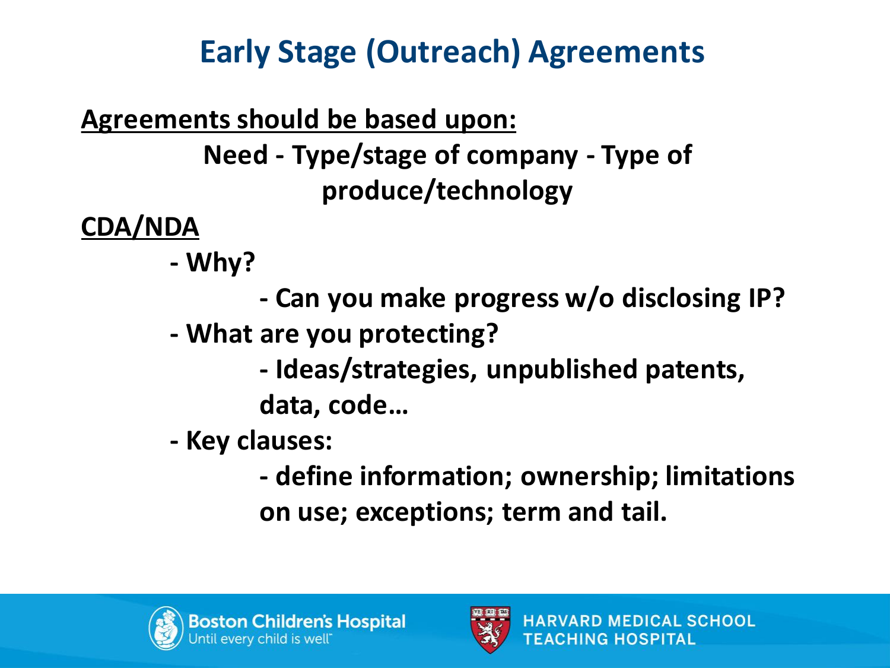# Early Stage (Outreach) Agreements

**<u>Agreements should be based upon:</u>**

**Need - Type/stage of company - Type of produce/technology**

**<u>CDA/NDA</u>**

- **Why?**
  - **Can you make progress w/o disclosing IP?**
- **What are you protecting?**
  - **Ideas/strategies, unpublished patents, data, code…**
- **Key clauses:**
  - **define information; ownership; limitations on use; exceptions; term and tail.**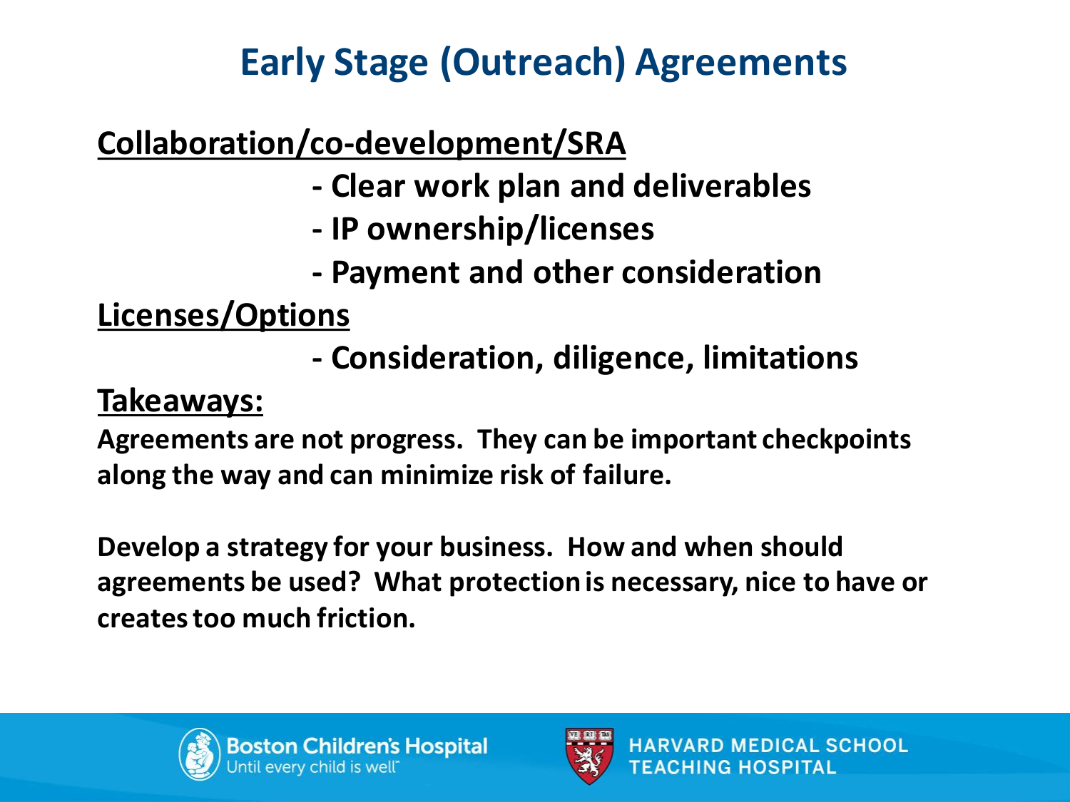# Early Stage (Outreach) Agreements

**Collaboration/co-development/SRA**

- **Clear work plan and deliverables**
- **IP ownership/licenses**
- **Payment and other consideration**

**Licenses/Options**

- **Consideration, diligence, limitations**

**Takeaways:**

**Agreements are not progress. They can be important checkpoints along the way and can minimize risk of failure.**

**Develop a strategy for your business. How and when should agreements be used? What protection is necessary, nice to have or creates too much friction.**